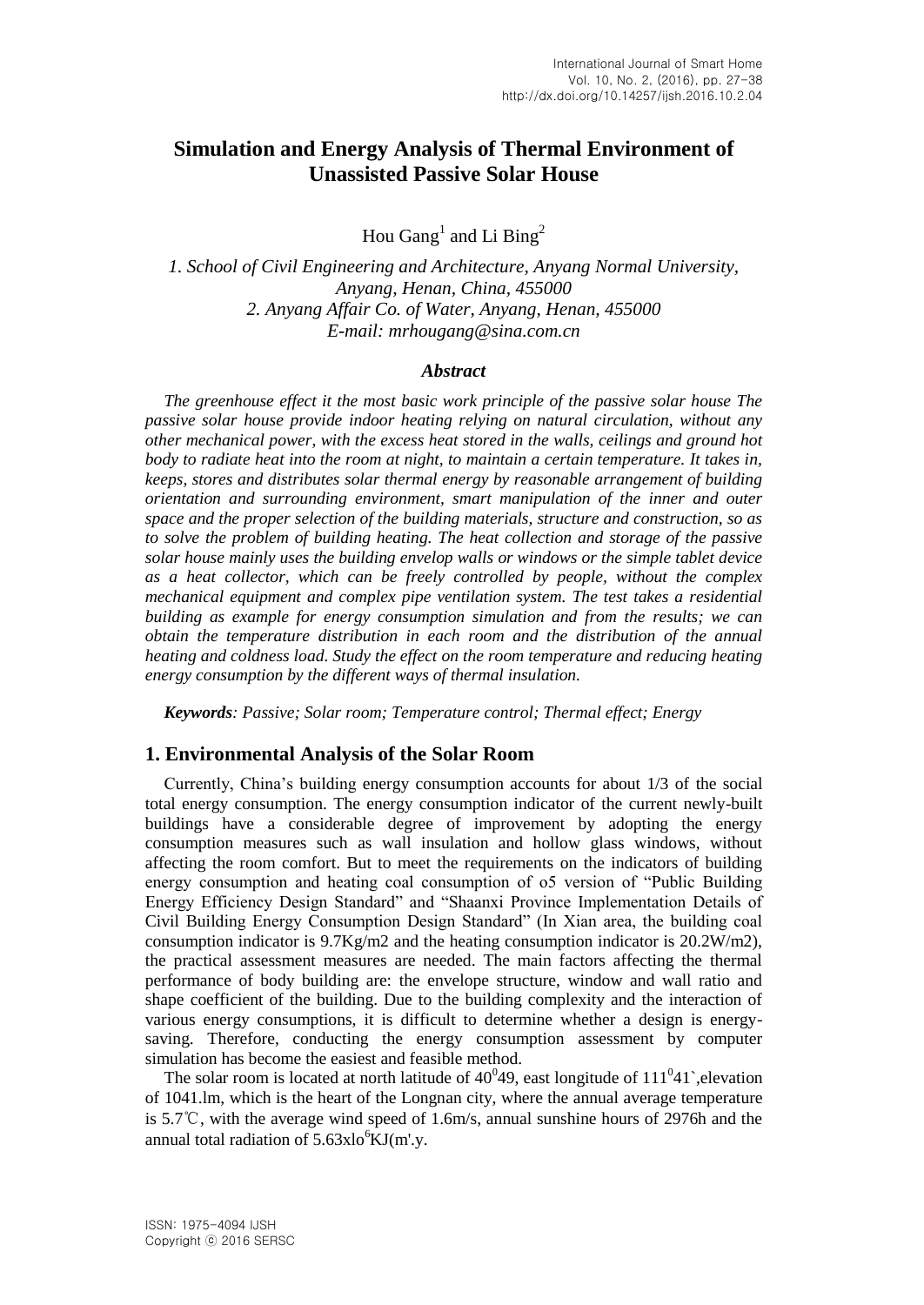# Simulation and Energy Analysis of Thermal Environment of Unassisted Passive Solar House

Hou Gang[1] and Li Bing[2]

*1. School of Civil Engineering and Architecture, Anyang Normal University, Anyang, Henan, China, 455000*
*2. Anyang Affair Co. of Water, Anyang, Henan, 455000*
*E-mail: mrhougang@sina.com.cn*

### *Abstract*

*The greenhouse effect it the most basic work principle of the passive solar house The passive solar house provide indoor heating relying on natural circulation, without any other mechanical power, with the excess heat stored in the walls, ceilings and ground hot body to radiate heat into the room at night, to maintain a certain temperature. It takes in, keeps, stores and distributes solar thermal energy by reasonable arrangement of building orientation and surrounding environment, smart manipulation of the inner and outer space and the proper selection of the building materials, structure and construction, so as to solve the problem of building heating. The heat collection and storage of the passive solar house mainly uses the building envelop walls or windows or the simple tablet device as a heat collector, which can be freely controlled by people, without the complex mechanical equipment and complex pipe ventilation system. The test takes a residential building as example for energy consumption simulation and from the results; we can obtain the temperature distribution in each room and the distribution of the annual heating and coldness load. Study the effect on the room temperature and reducing heating energy consumption by the different ways of thermal insulation.*

***Keywords**: Passive; Solar room; Temperature control; Thermal effect; Energy*

## 1. Environmental Analysis of the Solar Room

Currently, China's building energy consumption accounts for about 1/3 of the social total energy consumption. The energy consumption indicator of the current newly-built buildings have a considerable degree of improvement by adopting the energy consumption measures such as wall insulation and hollow glass windows, without affecting the room comfort. But to meet the requirements on the indicators of building energy consumption and heating coal consumption of o5 version of "Public Building Energy Efficiency Design Standard" and "Shaanxi Province Implementation Details of Civil Building Energy Consumption Design Standard" (In Xian area, the building coal consumption indicator is 9.7Kg/m2 and the heating consumption indicator is 20.2W/m2), the practical assessment measures are needed. The main factors affecting the thermal performance of body building are: the envelope structure, window and wall ratio and shape coefficient of the building. Due to the building complexity and the interaction of various energy consumptions, it is difficult to determine whether a design is energy-saving. Therefore, conducting the energy consumption assessment by computer simulation has become the easiest and feasible method.

The solar room is located at north latitude of $40^0 49$, east longitude of $111^0 41$`,elevation of 1041.lm, which is the heart of the Longnan city, where the annual average temperature is 5.7℃, with the average wind speed of 1.6m/s, annual sunshine hours of 2976h and the annual total radiation of $5.63\text{xlo}^6$KJ(m'.y.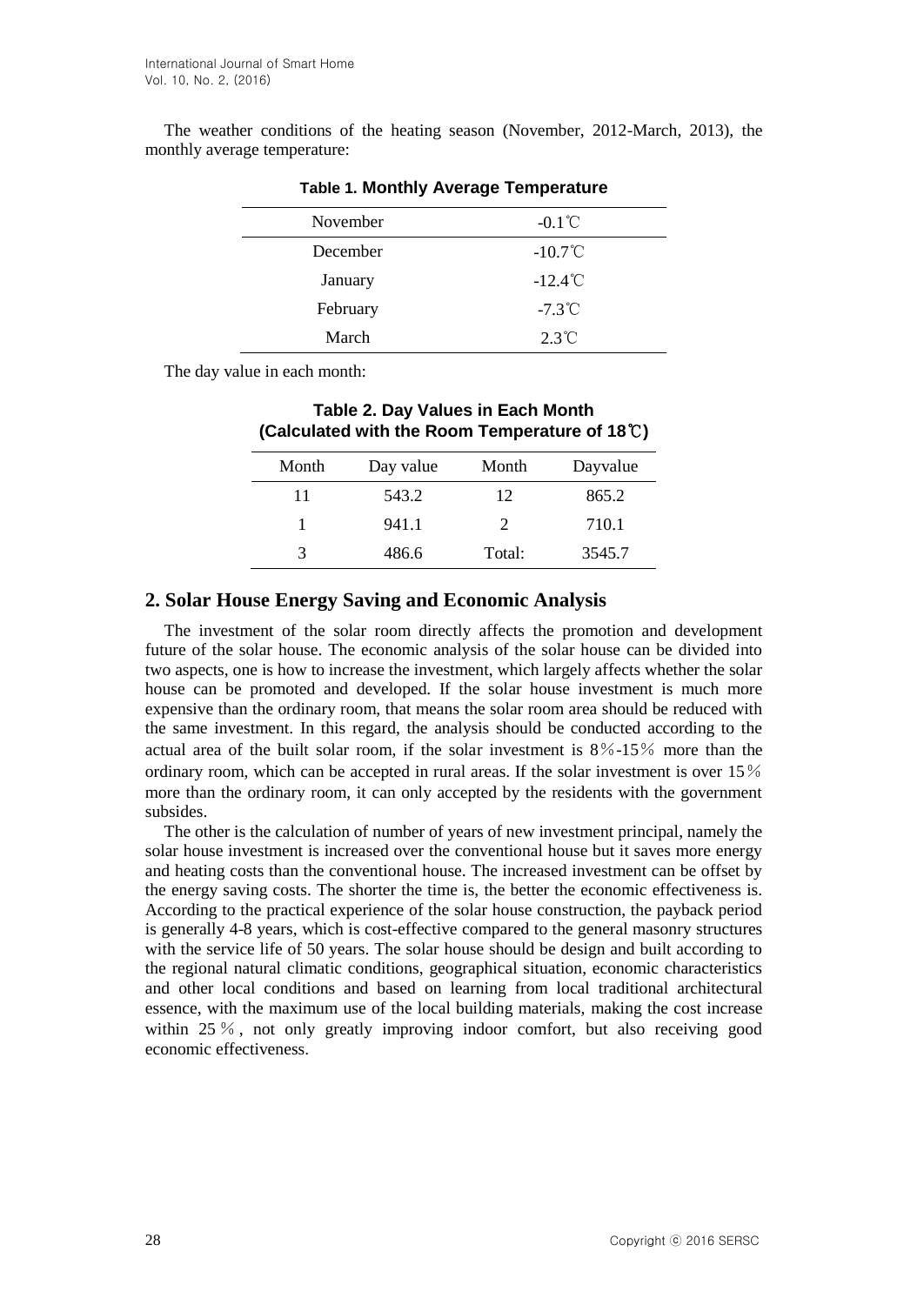The weather conditions of the heating season (November, 2012-March, 2013), the monthly average temperature:

**Table 1. Monthly Average Temperature**

| | |
|---|---|
| November | -0.1℃ |
| December | -10.7℃ |
| January | -12.4℃ |
| February | -7.3℃ |
| March | 2.3℃ |

The day value in each month:

**Table 2. Day Values in Each Month (Calculated with the Room Temperature of 18℃)**

| Month | Day value | Month | Dayvalue |
|---|---|---|---|
| 11 | 543.2 | 12 | 865.2 |
| 1 | 941.1 | 2 | 710.1 |
| 3 | 486.6 | Total: | 3545.7 |

## 2. Solar House Energy Saving and Economic Analysis

The investment of the solar room directly affects the promotion and development future of the solar house. The economic analysis of the solar house can be divided into two aspects, one is how to increase the investment, which largely affects whether the solar house can be promoted and developed. If the solar house investment is much more expensive than the ordinary room, that means the solar room area should be reduced with the same investment. In this regard, the analysis should be conducted according to the actual area of the built solar room, if the solar investment is 8％-15％ more than the ordinary room, which can be accepted in rural areas. If the solar investment is over 15％ more than the ordinary room, it can only accepted by the residents with the government subsides.

The other is the calculation of number of years of new investment principal, namely the solar house investment is increased over the conventional house but it saves more energy and heating costs than the conventional house. The increased investment can be offset by the energy saving costs. The shorter the time is, the better the economic effectiveness is. According to the practical experience of the solar house construction, the payback period is generally 4-8 years, which is cost-effective compared to the general masonry structures with the service life of 50 years. The solar house should be design and built according to the regional natural climatic conditions, geographical situation, economic characteristics and other local conditions and based on learning from local traditional architectural essence, with the maximum use of the local building materials, making the cost increase within 25％, not only greatly improving indoor comfort, but also receiving good economic effectiveness.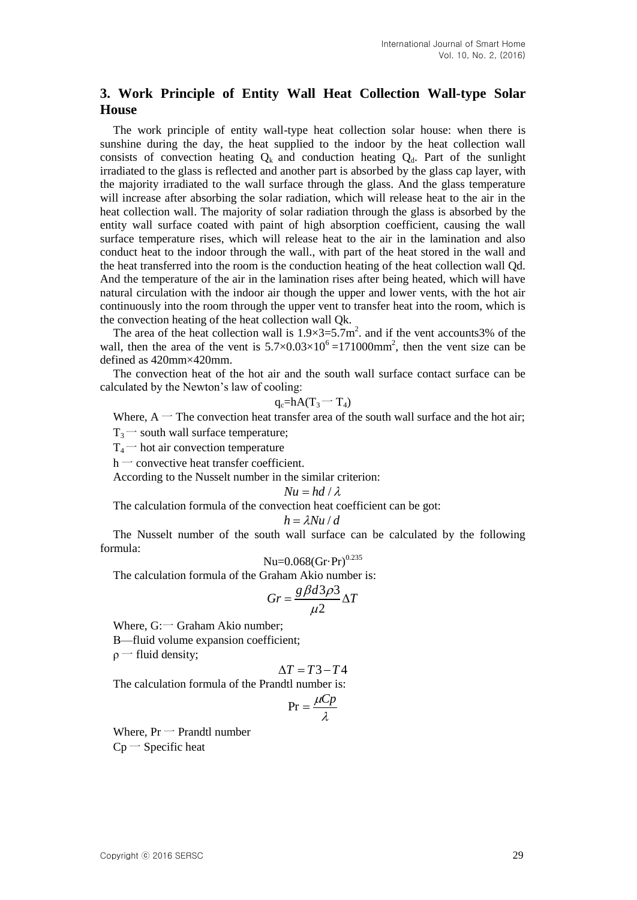## 3. Work Principle of Entity Wall Heat Collection Wall-type Solar House

The work principle of entity wall-type heat collection solar house: when there is sunshine during the day, the heat supplied to the indoor by the heat collection wall consists of convection heating $Q_k$ and conduction heating $Q_d$. Part of the sunlight irradiated to the glass is reflected and another part is absorbed by the glass cap layer, with the majority irradiated to the wall surface through the glass. And the glass temperature will increase after absorbing the solar radiation, which will release heat to the air in the heat collection wall. The majority of solar radiation through the glass is absorbed by the entity wall surface coated with paint of high absorption coefficient, causing the wall surface temperature rises, which will release heat to the air in the lamination and also conduct heat to the indoor through the wall., with part of the heat stored in the wall and the heat transferred into the room is the conduction heating of the heat collection wall Qd. And the temperature of the air in the lamination rises after being heated, which will have natural circulation with the indoor air though the upper and lower vents, with the hot air continuously into the room through the upper vent to transfer heat into the room, which is the convection heating of the heat collection wall Qk.

The area of the heat collection wall is $1.9\times3=5.7m^2$. and if the vent accounts3% of the wall, then the area of the vent is $5.7\times0.03\times10^6=171000mm^2$, then the vent size can be defined as 420mm×420mm.

The convection heat of the hot air and the south wall surface contact surface can be calculated by the Newton's law of cooling:

$$q_c=hA(T_3-T_4)$$

Where, A — The convection heat transfer area of the south wall surface and the hot air;

$T_3$ — south wall surface temperature;

$T_4$ — hot air convection temperature

h — convective heat transfer coefficient.

According to the Nusselt number in the similar criterion:

$$Nu = hd / \lambda$$

The calculation formula of the convection heat coefficient can be got:

$$h = \lambda Nu / d$$

The Nusselt number of the south wall surface can be calculated by the following formula:

$$Nu=0.068(Gr\cdot Pr)^{0.235}$$

The calculation formula of the Graham Akio number is:

$$Gr = \frac{g\beta d3\rho 3}{\mu 2}\Delta T$$

Where, G:— Graham Akio number;

B—fluid volume expansion coefficient;

ρ — fluid density;

$$\Delta T = T3 - T4$$

The calculation formula of the Prandtl number is:

$$\Pr = \frac{\mu Cp}{\lambda}$$

Where, Pr — Prandtl number

Cp — Specific heat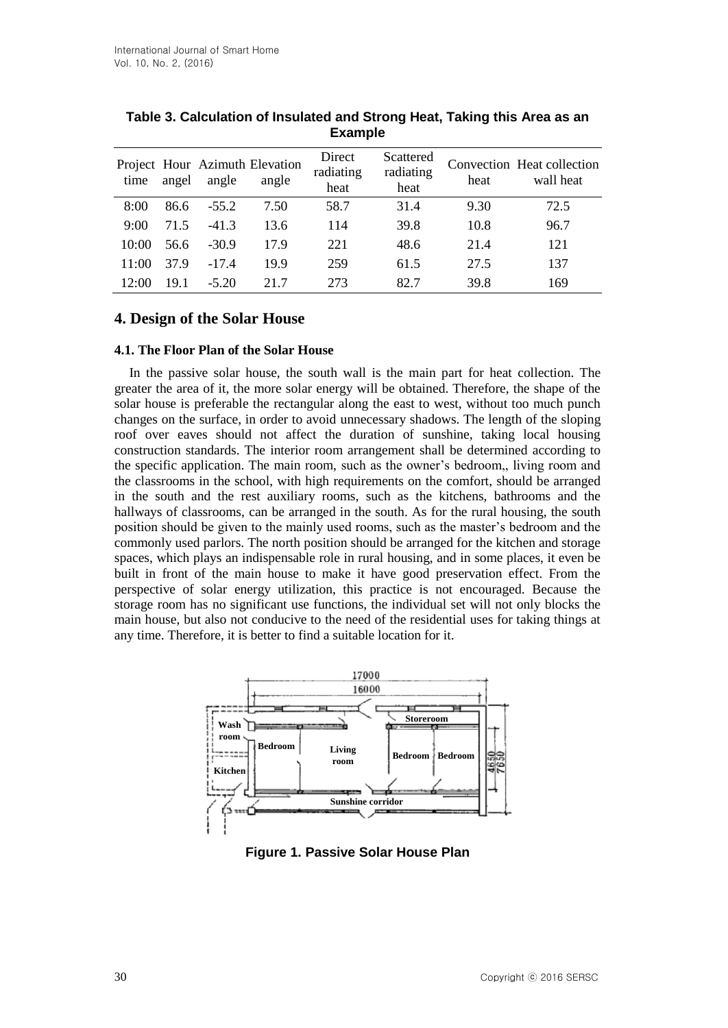**Table 3. Calculation of Insulated and Strong Heat, Taking this Area as an Example**

| Project time | Hour angel | Azimuth angle | Elevation angle | Direct radiating heat | Scattered radiating heat | Convection heat | Heat collection wall heat |
|---|---|---|---|---|---|---|---|
| 8:00 | 86.6 | -55.2 | 7.50 | 58.7 | 31.4 | 9.30 | 72.5 |
| 9:00 | 71.5 | -41.3 | 13.6 | 114 | 39.8 | 10.8 | 96.7 |
| 10:00 | 56.6 | -30.9 | 17.9 | 221 | 48.6 | 21.4 | 121 |
| 11:00 | 37.9 | -17.4 | 19.9 | 259 | 61.5 | 27.5 | 137 |
| 12:00 | 19.1 | -5.20 | 21.7 | 273 | 82.7 | 39.8 | 169 |

## 4. Design of the Solar House

### 4.1. The Floor Plan of the Solar House

In the passive solar house, the south wall is the main part for heat collection. The greater the area of it, the more solar energy will be obtained. Therefore, the shape of the solar house is preferable the rectangular along the east to west, without too much punch changes on the surface, in order to avoid unnecessary shadows. The length of the sloping roof over eaves should not affect the duration of sunshine, taking local housing construction standards. The interior room arrangement shall be determined according to the specific application. The main room, such as the owner's bedroom,, living room and the classrooms in the school, with high requirements on the comfort, should be arranged in the south and the rest auxiliary rooms, such as the kitchens, bathrooms and the hallways of classrooms, can be arranged in the south. As for the rural housing, the south position should be given to the mainly used rooms, such as the master's bedroom and the commonly used parlors. The north position should be arranged for the kitchen and storage spaces, which plays an indispensable role in rural housing, and in some places, it even be built in front of the main house to make it have good preservation effect. From the perspective of solar energy utilization, this practice is not encouraged. Because the storage room has no significant use functions, the individual set will not only blocks the main house, but also not conducive to the need of the residential uses for taking things at any time. Therefore, it is better to find a suitable location for it.

**Figure 1. Passive Solar House Plan**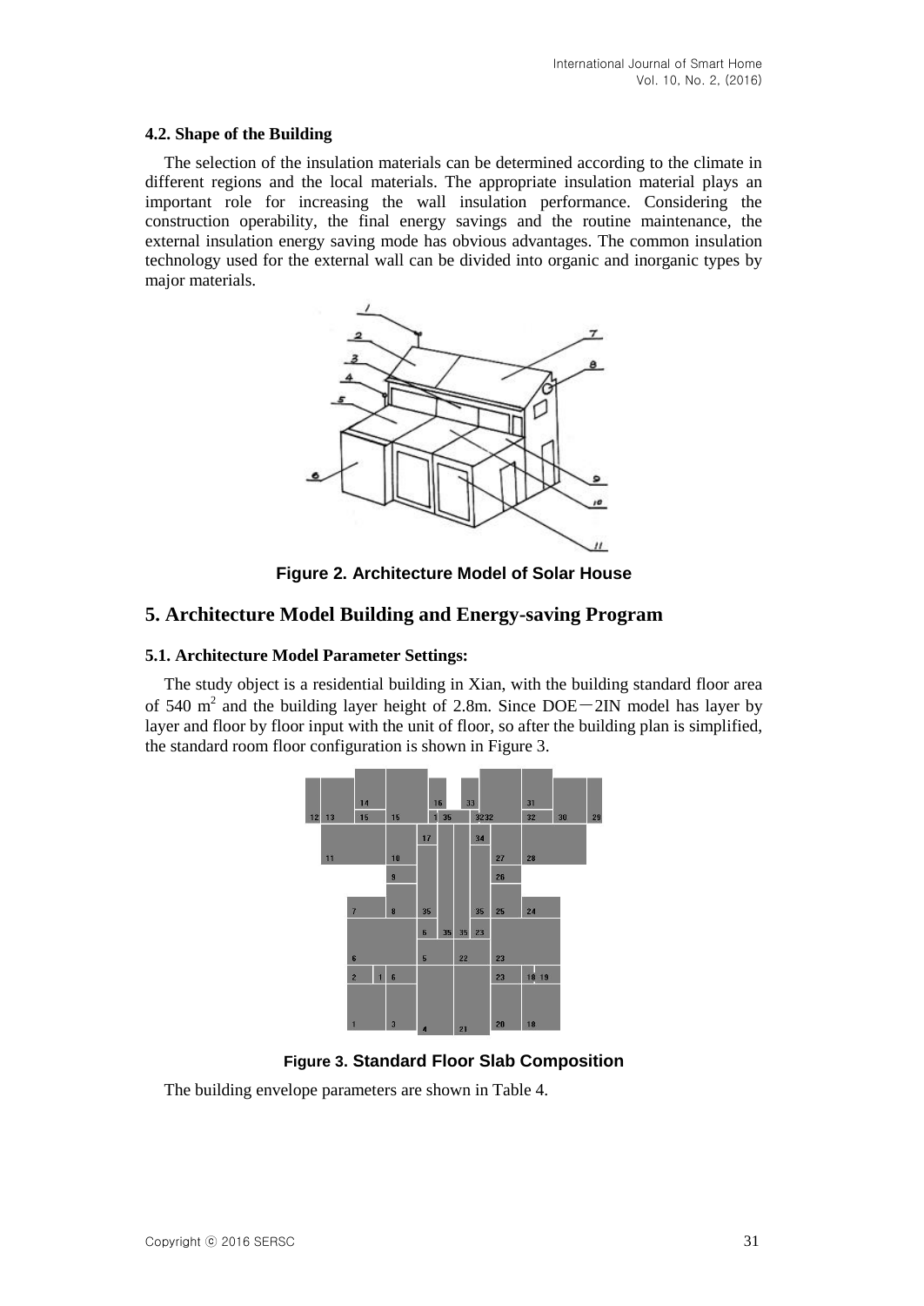### 4.2. Shape of the Building

The selection of the insulation materials can be determined according to the climate in different regions and the local materials. The appropriate insulation material plays an important role for increasing the wall insulation performance. Considering the construction operability, the final energy savings and the routine maintenance, the external insulation energy saving mode has obvious advantages. The common insulation technology used for the external wall can be divided into organic and inorganic types by major materials.

**Figure 2. Architecture Model of Solar House**

## 5. Architecture Model Building and Energy-saving Program

### 5.1. Architecture Model Parameter Settings:

The study object is a residential building in Xian, with the building standard floor area of 540 $m^2$ and the building layer height of 2.8m. Since DOE－2IN model has layer by layer and floor by floor input with the unit of floor, so after the building plan is simplified, the standard room floor configuration is shown in Figure 3.

**Figure 3. Standard Floor Slab Composition**

The building envelope parameters are shown in Table 4.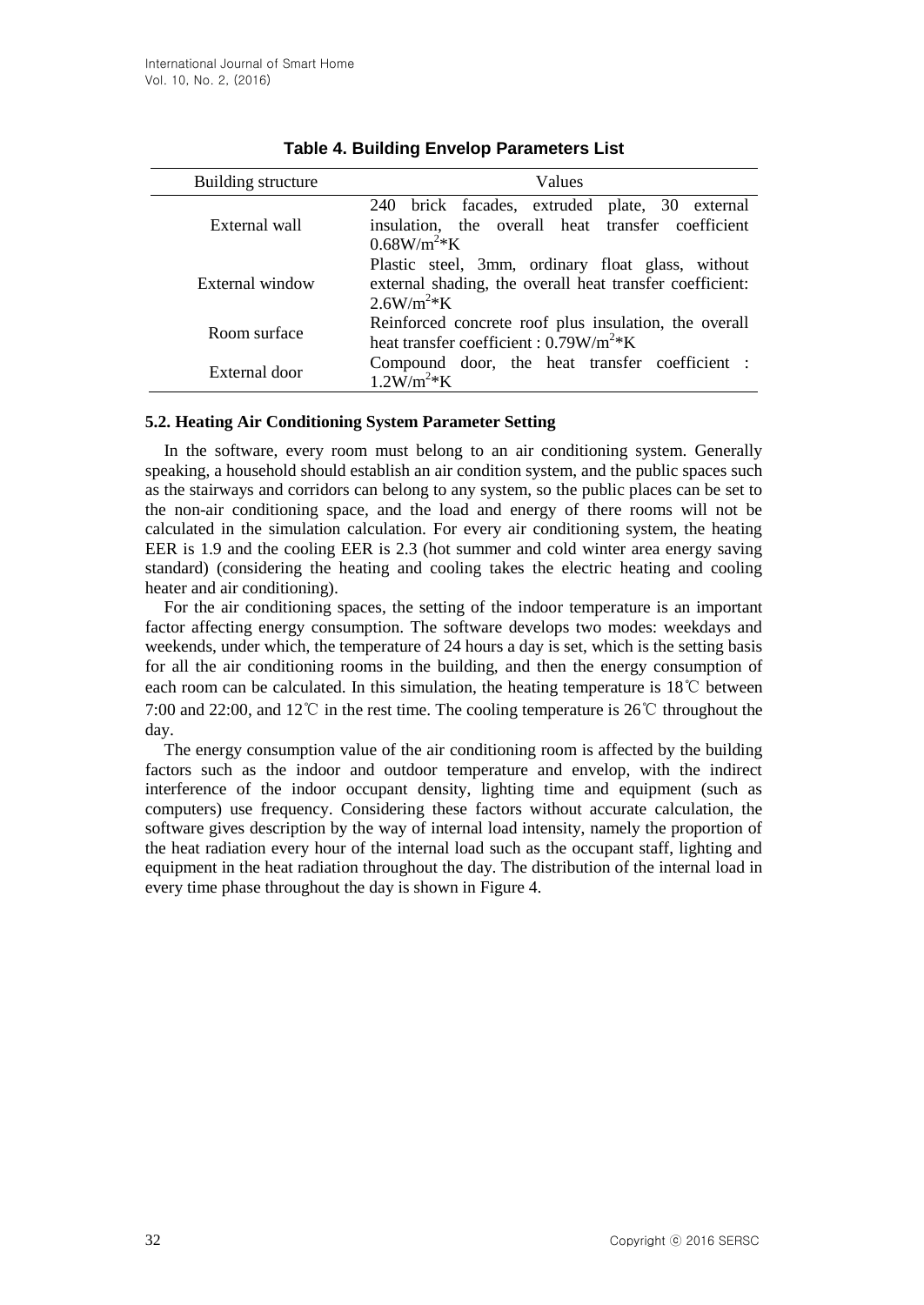**Table 4. Building Envelop Parameters List**

| Building structure | Values |
|---|---|
| External wall | 240 brick facades, extruded plate, 30 external insulation, the overall heat transfer coefficient $0.68W/m^2*K$ |
| External window | Plastic steel, 3mm, ordinary float glass, without external shading, the overall heat transfer coefficient: $2.6W/m^2*K$ |
| Room surface | Reinforced concrete roof plus insulation, the overall heat transfer coefficient : $0.79W/m^2*K$ |
| External door | Compound door, the heat transfer coefficient : $1.2W/m^2*K$ |

### 5.2. Heating Air Conditioning System Parameter Setting

In the software, every room must belong to an air conditioning system. Generally speaking, a household should establish an air condition system, and the public spaces such as the stairways and corridors can belong to any system, so the public places can be set to the non-air conditioning space, and the load and energy of there rooms will not be calculated in the simulation calculation. For every air conditioning system, the heating EER is 1.9 and the cooling EER is 2.3 (hot summer and cold winter area energy saving standard) (considering the heating and cooling takes the electric heating and cooling heater and air conditioning).

For the air conditioning spaces, the setting of the indoor temperature is an important factor affecting energy consumption. The software develops two modes: weekdays and weekends, under which, the temperature of 24 hours a day is set, which is the setting basis for all the air conditioning rooms in the building, and then the energy consumption of each room can be calculated. In this simulation, the heating temperature is 18℃ between 7:00 and 22:00, and 12℃ in the rest time. The cooling temperature is 26℃ throughout the day.

The energy consumption value of the air conditioning room is affected by the building factors such as the indoor and outdoor temperature and envelop, with the indirect interference of the indoor occupant density, lighting time and equipment (such as computers) use frequency. Considering these factors without accurate calculation, the software gives description by the way of internal load intensity, namely the proportion of the heat radiation every hour of the internal load such as the occupant staff, lighting and equipment in the heat radiation throughout the day. The distribution of the internal load in every time phase throughout the day is shown in Figure 4.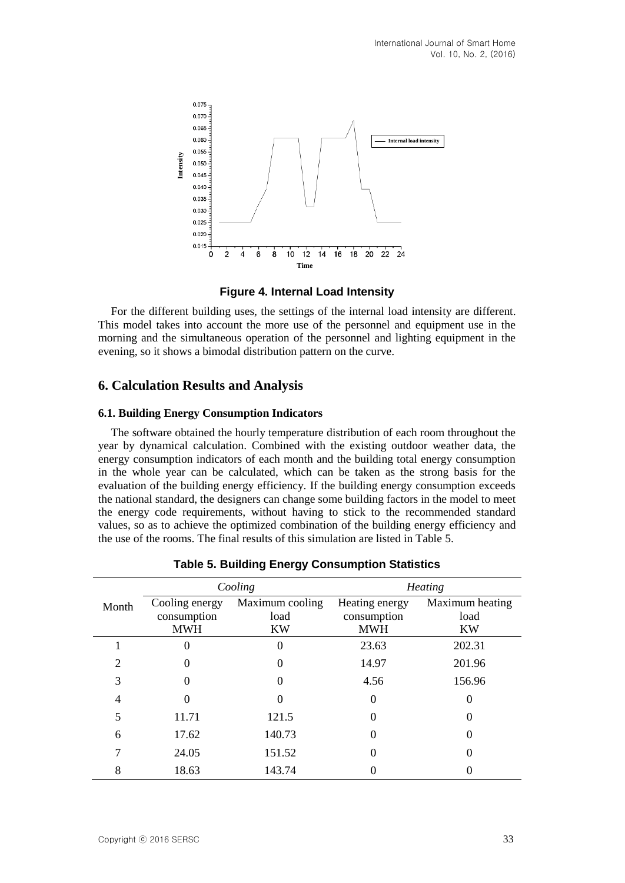**Figure 4. Internal Load Intensity**

For the different building uses, the settings of the internal load intensity are different. This model takes into account the more use of the personnel and equipment use in the morning and the simultaneous operation of the personnel and lighting equipment in the evening, so it shows a bimodal distribution pattern on the curve.

## 6. Calculation Results and Analysis

### 6.1. Building Energy Consumption Indicators

The software obtained the hourly temperature distribution of each room throughout the year by dynamical calculation. Combined with the existing outdoor weather data, the energy consumption indicators of each month and the building total energy consumption in the whole year can be calculated, which can be taken as the strong basis for the evaluation of the building energy efficiency. If the building energy consumption exceeds the national standard, the designers can change some building factors in the model to meet the energy code requirements, without having to stick to the recommended standard values, so as to achieve the optimized combination of the building energy efficiency and the use of the rooms. The final results of this simulation are listed in Table 5.

**Table 5. Building Energy Consumption Statistics**

| Month | *Cooling* | | *Heating* | |
|---|---|---|---|---|
| | Cooling energy consumption MWH | Maximum cooling load KW | Heating energy consumption MWH | Maximum heating load KW |
| 1 | 0 | 0 | 23.63 | 202.31 |
| 2 | 0 | 0 | 14.97 | 201.96 |
| 3 | 0 | 0 | 4.56 | 156.96 |
| 4 | 0 | 0 | 0 | 0 |
| 5 | 11.71 | 121.5 | 0 | 0 |
| 6 | 17.62 | 140.73 | 0 | 0 |
| 7 | 24.05 | 151.52 | 0 | 0 |
| 8 | 18.63 | 143.74 | 0 | 0 |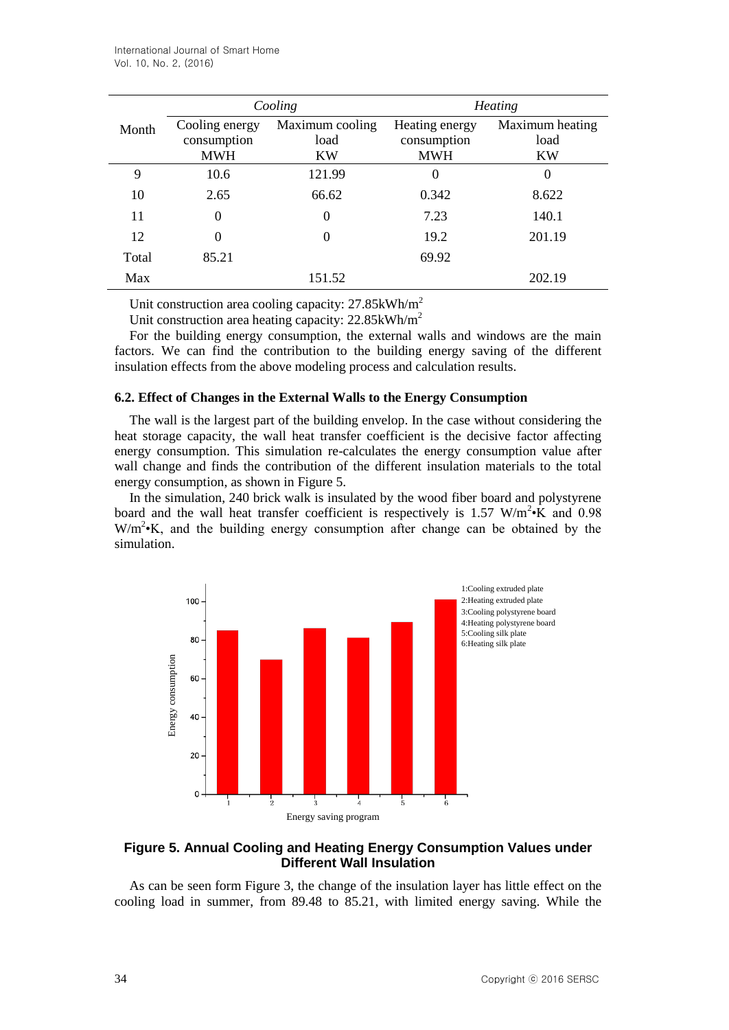| Month | Cooling | | Heating | |
|---|---|---|---|---|
| | Cooling energy consumption MWH | Maximum cooling load KW | Heating energy consumption MWH | Maximum heating load KW |
| 9 | 10.6 | 121.99 | 0 | 0 |
| 10 | 2.65 | 66.62 | 0.342 | 8.622 |
| 11 | 0 | 0 | 7.23 | 140.1 |
| 12 | 0 | 0 | 19.2 | 201.19 |
| Total | 85.21 | | 69.92 | |
| Max | | 151.52 | | 202.19 |

Unit construction area cooling capacity: 27.85kWh/m$^2$

Unit construction area heating capacity: 22.85kWh/m$^2$

For the building energy consumption, the external walls and windows are the main factors. We can find the contribution to the building energy saving of the different insulation effects from the above modeling process and calculation results.

### 6.2. Effect of Changes in the External Walls to the Energy Consumption

The wall is the largest part of the building envelop. In the case without considering the heat storage capacity, the wall heat transfer coefficient is the decisive factor affecting energy consumption. This simulation re-calculates the energy consumption value after wall change and finds the contribution of the different insulation materials to the total energy consumption, as shown in Figure 5.

In the simulation, 240 brick walk is insulated by the wood fiber board and polystyrene board and the wall heat transfer coefficient is respectively is 1.57 W/m$^2$•K and 0.98 W/m$^2$•K, and the building energy consumption after change can be obtained by the simulation.

**Figure 5. Annual Cooling and Heating Energy Consumption Values under Different Wall Insulation**

As can be seen form Figure 3, the change of the insulation layer has little effect on the cooling load in summer, from 89.48 to 85.21, with limited energy saving. While the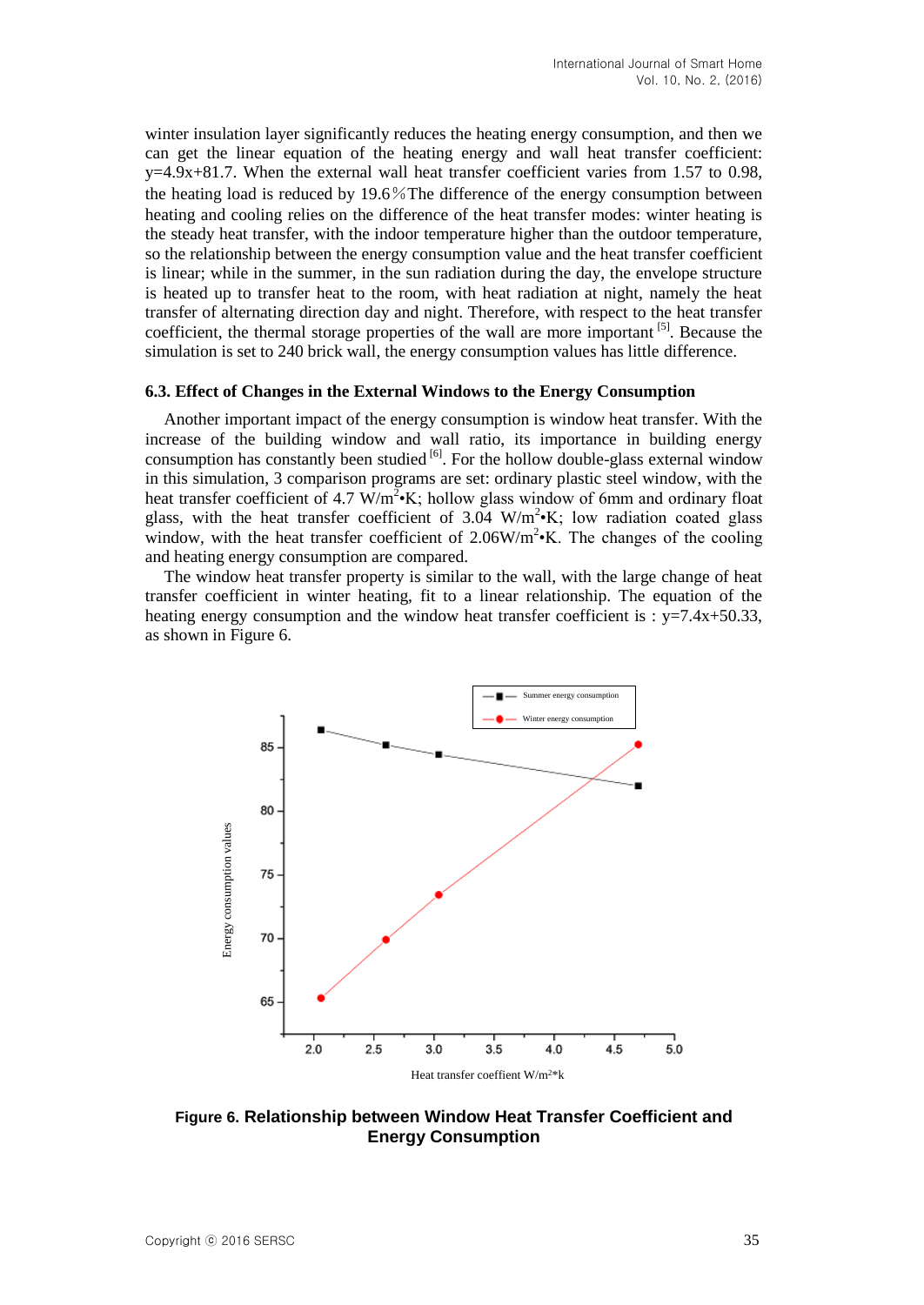winter insulation layer significantly reduces the heating energy consumption, and then we can get the linear equation of the heating energy and wall heat transfer coefficient: $y=4.9x+81.7$. When the external wall heat transfer coefficient varies from 1.57 to 0.98, the heating load is reduced by 19.6%The difference of the energy consumption between heating and cooling relies on the difference of the heat transfer modes: winter heating is the steady heat transfer, with the indoor temperature higher than the outdoor temperature, so the relationship between the energy consumption value and the heat transfer coefficient is linear; while in the summer, in the sun radiation during the day, the envelope structure is heated up to transfer heat to the room, with heat radiation at night, namely the heat transfer of alternating direction day and night. Therefore, with respect to the heat transfer coefficient, the thermal storage properties of the wall are more important [5]. Because the simulation is set to 240 brick wall, the energy consumption values has little difference.

### 6.3. Effect of Changes in the External Windows to the Energy Consumption

Another important impact of the energy consumption is window heat transfer. With the increase of the building window and wall ratio, its importance in building energy consumption has constantly been studied [6]. For the hollow double-glass external window in this simulation, 3 comparison programs are set: ordinary plastic steel window, with the heat transfer coefficient of 4.7 $W/m^2{\bullet}K$; hollow glass window of 6mm and ordinary float glass, with the heat transfer coefficient of 3.04 $W/m^2{\bullet}K$; low radiation coated glass window, with the heat transfer coefficient of 2.06$W/m^2{\bullet}K$. The changes of the cooling and heating energy consumption are compared.

The window heat transfer property is similar to the wall, with the large change of heat transfer coefficient in winter heating, fit to a linear relationship. The equation of the heating energy consumption and the window heat transfer coefficient is : $y=7.4x+50.33$, as shown in Figure 6.

**Figure 6. Relationship between Window Heat Transfer Coefficient and Energy Consumption**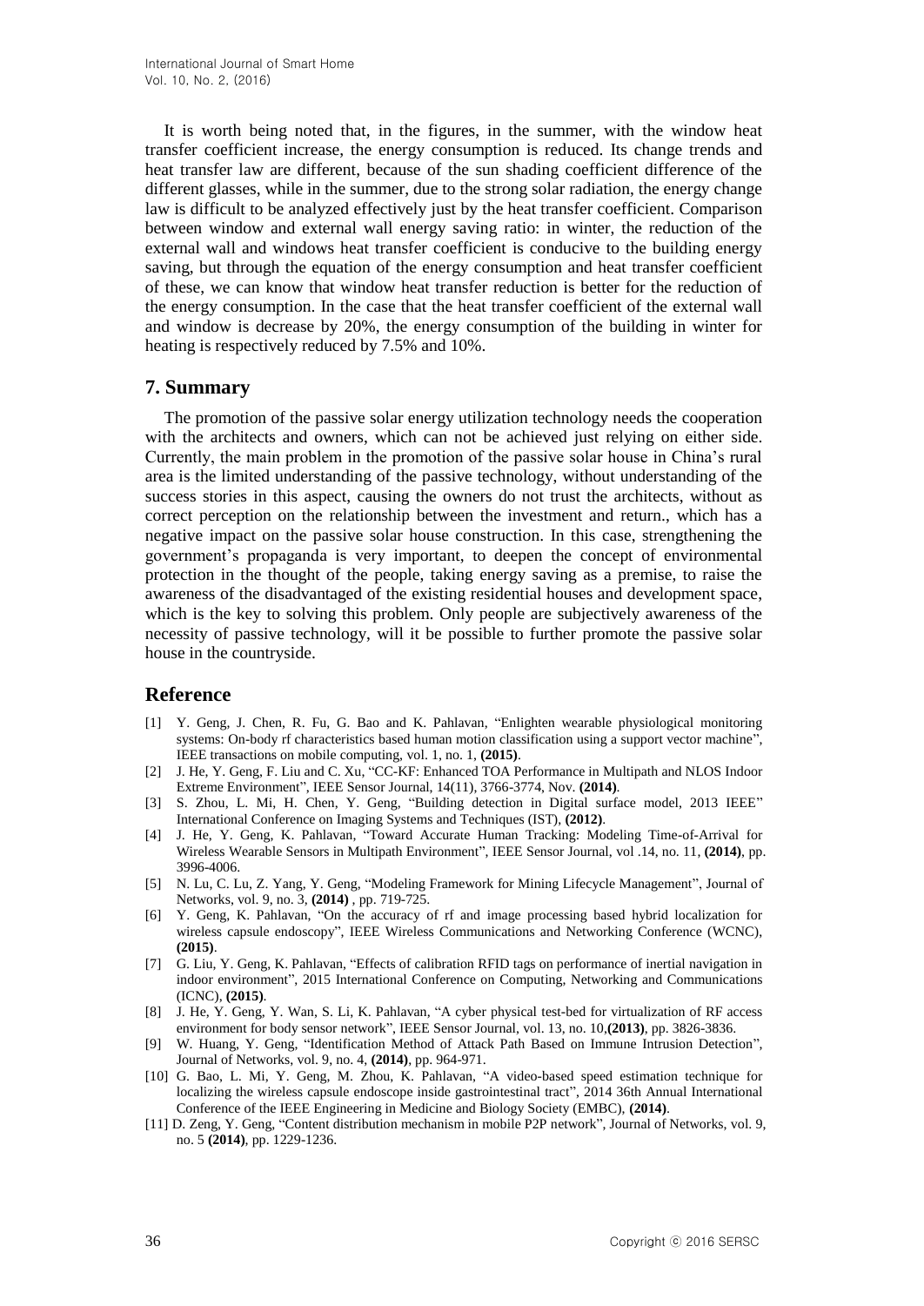It is worth being noted that, in the figures, in the summer, with the window heat transfer coefficient increase, the energy consumption is reduced. Its change trends and heat transfer law are different, because of the sun shading coefficient difference of the different glasses, while in the summer, due to the strong solar radiation, the energy change law is difficult to be analyzed effectively just by the heat transfer coefficient. Comparison between window and external wall energy saving ratio: in winter, the reduction of the external wall and windows heat transfer coefficient is conducive to the building energy saving, but through the equation of the energy consumption and heat transfer coefficient of these, we can know that window heat transfer reduction is better for the reduction of the energy consumption. In the case that the heat transfer coefficient of the external wall and window is decrease by 20%, the energy consumption of the building in winter for heating is respectively reduced by 7.5% and 10%.

## 7. Summary

The promotion of the passive solar energy utilization technology needs the cooperation with the architects and owners, which can not be achieved just relying on either side. Currently, the main problem in the promotion of the passive solar house in China's rural area is the limited understanding of the passive technology, without understanding of the success stories in this aspect, causing the owners do not trust the architects, without as correct perception on the relationship between the investment and return., which has a negative impact on the passive solar house construction. In this case, strengthening the government's propaganda is very important, to deepen the concept of environmental protection in the thought of the people, taking energy saving as a premise, to raise the awareness of the disadvantaged of the existing residential houses and development space, which is the key to solving this problem. Only people are subjectively awareness of the necessity of passive technology, will it be possible to further promote the passive solar house in the countryside.

## Reference

[1] Y. Geng, J. Chen, R. Fu, G. Bao and K. Pahlavan, "Enlighten wearable physiological monitoring systems: On-body rf characteristics based human motion classification using a support vector machine", IEEE transactions on mobile computing, vol. 1, no. 1, **(2015)**.

[2] J. He, Y. Geng, F. Liu and C. Xu, "CC-KF: Enhanced TOA Performance in Multipath and NLOS Indoor Extreme Environment", IEEE Sensor Journal, 14(11), 3766-3774, Nov. **(2014)**.

[3] S. Zhou, L. Mi, H. Chen, Y. Geng, "Building detection in Digital surface model, 2013 IEEE" International Conference on Imaging Systems and Techniques (IST), **(2012)**.

[4] J. He, Y. Geng, K. Pahlavan, "Toward Accurate Human Tracking: Modeling Time-of-Arrival for Wireless Wearable Sensors in Multipath Environment", IEEE Sensor Journal, vol .14, no. 11, **(2014)**, pp. 3996-4006.

[5] N. Lu, C. Lu, Z. Yang, Y. Geng, "Modeling Framework for Mining Lifecycle Management", Journal of Networks, vol. 9, no. 3, **(2014)** , pp. 719-725.

[6] Y. Geng, K. Pahlavan, "On the accuracy of rf and image processing based hybrid localization for wireless capsule endoscopy", IEEE Wireless Communications and Networking Conference (WCNC), **(2015)**.

[7] G. Liu, Y. Geng, K. Pahlavan, "Effects of calibration RFID tags on performance of inertial navigation in indoor environment", 2015 International Conference on Computing, Networking and Communications (ICNC), **(2015)**.

[8] J. He, Y. Geng, Y. Wan, S. Li, K. Pahlavan, "A cyber physical test-bed for virtualization of RF access environment for body sensor network", IEEE Sensor Journal, vol. 13, no. 10,**(2013)**, pp. 3826-3836.

[9] W. Huang, Y. Geng, "Identification Method of Attack Path Based on Immune Intrusion Detection", Journal of Networks, vol. 9, no. 4, **(2014)**, pp. 964-971.

[10] G. Bao, L. Mi, Y. Geng, M. Zhou, K. Pahlavan, "A video-based speed estimation technique for localizing the wireless capsule endoscope inside gastrointestinal tract", 2014 36th Annual International Conference of the IEEE Engineering in Medicine and Biology Society (EMBC), **(2014)**.

[11] D. Zeng, Y. Geng, "Content distribution mechanism in mobile P2P network", Journal of Networks, vol. 9, no. 5 **(2014)**, pp. 1229-1236.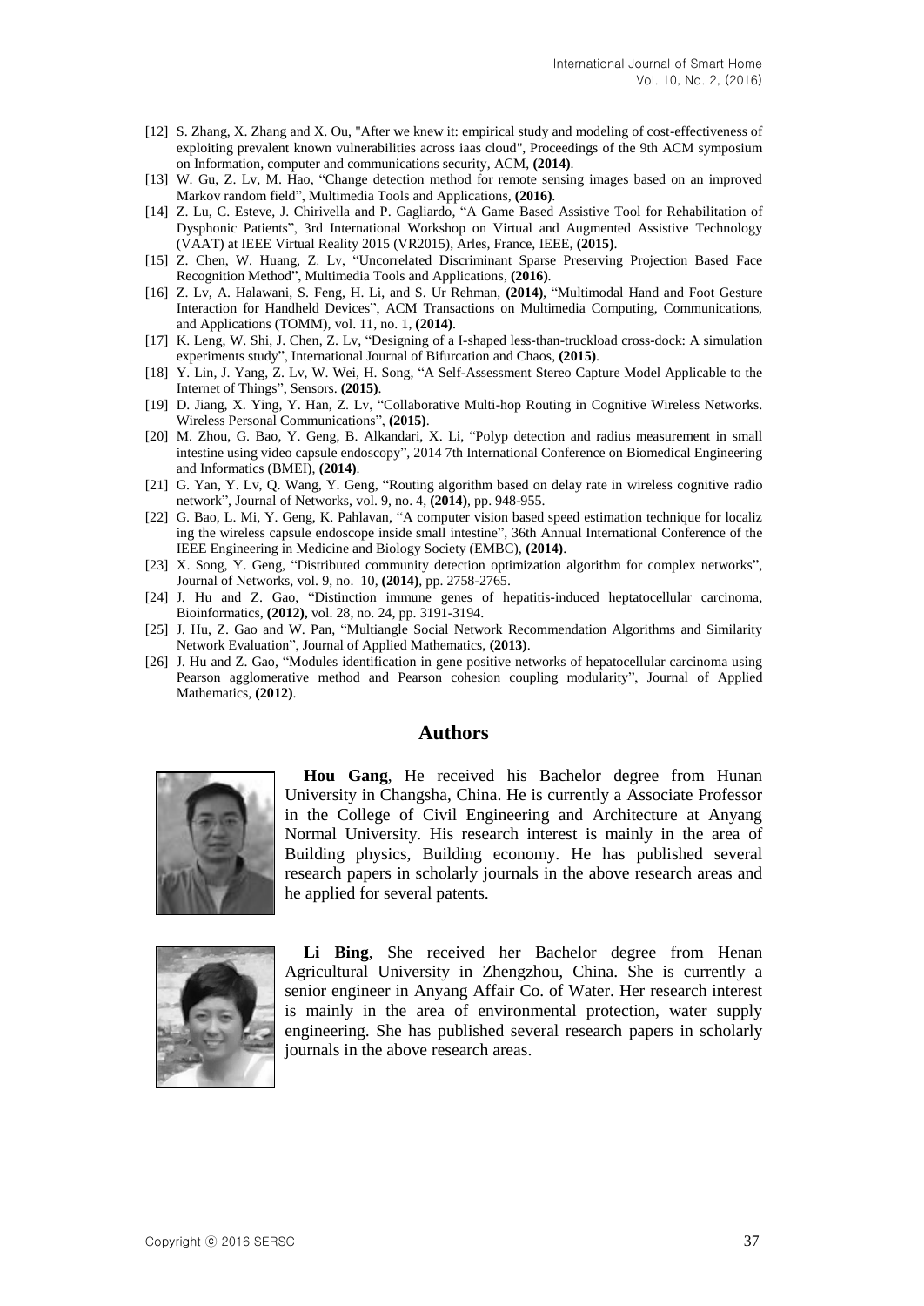[12] S. Zhang, X. Zhang and X. Ou, "After we knew it: empirical study and modeling of cost-effectiveness of exploiting prevalent known vulnerabilities across iaas cloud", Proceedings of the 9th ACM symposium on Information, computer and communications security, ACM, **(2014)**.

[13] W. Gu, Z. Lv, M. Hao, "Change detection method for remote sensing images based on an improved Markov random field", Multimedia Tools and Applications, **(2016)**.

[14] Z. Lu, C. Esteve, J. Chirivella and P. Gagliardo, "A Game Based Assistive Tool for Rehabilitation of Dysphonic Patients", 3rd International Workshop on Virtual and Augmented Assistive Technology (VAAT) at IEEE Virtual Reality 2015 (VR2015), Arles, France, IEEE, **(2015)**.

[15] Z. Chen, W. Huang, Z. Lv, "Uncorrelated Discriminant Sparse Preserving Projection Based Face Recognition Method", Multimedia Tools and Applications, **(2016)**.

[16] Z. Lv, A. Halawani, S. Feng, H. Li, and S. Ur Rehman, **(2014)**, "Multimodal Hand and Foot Gesture Interaction for Handheld Devices", ACM Transactions on Multimedia Computing, Communications, and Applications (TOMM), vol. 11, no. 1, **(2014)**.

[17] K. Leng, W. Shi, J. Chen, Z. Lv, "Designing of a I-shaped less-than-truckload cross-dock: A simulation experiments study", International Journal of Bifurcation and Chaos, **(2015)**.

[18] Y. Lin, J. Yang, Z. Lv, W. Wei, H. Song, "A Self-Assessment Stereo Capture Model Applicable to the Internet of Things", Sensors. **(2015)**.

[19] D. Jiang, X. Ying, Y. Han, Z. Lv, "Collaborative Multi-hop Routing in Cognitive Wireless Networks. Wireless Personal Communications", **(2015)**.

[20] M. Zhou, G. Bao, Y. Geng, B. Alkandari, X. Li, "Polyp detection and radius measurement in small intestine using video capsule endoscopy", 2014 7th International Conference on Biomedical Engineering and Informatics (BMEI), **(2014)**.

[21] G. Yan, Y. Lv, Q. Wang, Y. Geng, "Routing algorithm based on delay rate in wireless cognitive radio network", Journal of Networks, vol. 9, no. 4, **(2014)**, pp. 948-955.

[22] G. Bao, L. Mi, Y. Geng, K. Pahlavan, "A computer vision based speed estimation technique for localiz ing the wireless capsule endoscope inside small intestine", 36th Annual International Conference of the IEEE Engineering in Medicine and Biology Society (EMBC), **(2014)**.

[23] X. Song, Y. Geng, "Distributed community detection optimization algorithm for complex networks", Journal of Networks, vol. 9, no. 10, **(2014)**, pp. 2758-2765.

[24] J. Hu and Z. Gao, "Distinction immune genes of hepatitis-induced heptatocellular carcinoma, Bioinformatics, **(2012),** vol. 28, no. 24, pp. 3191-3194.

[25] J. Hu, Z. Gao and W. Pan, "Multiangle Social Network Recommendation Algorithms and Similarity Network Evaluation", Journal of Applied Mathematics, **(2013)**.

[26] J. Hu and Z. Gao, "Modules identification in gene positive networks of hepatocellular carcinoma using Pearson agglomerative method and Pearson cohesion coupling modularity", Journal of Applied Mathematics, **(2012)**.

## Authors

**Hou Gang**, He received his Bachelor degree from Hunan University in Changsha, China. He is currently a Associate Professor in the College of Civil Engineering and Architecture at Anyang Normal University. His research interest is mainly in the area of Building physics, Building economy. He has published several research papers in scholarly journals in the above research areas and he applied for several patents.

**Li Bing**, She received her Bachelor degree from Henan Agricultural University in Zhengzhou, China. She is currently a senior engineer in Anyang Affair Co. of Water. Her research interest is mainly in the area of environmental protection, water supply engineering. She has published several research papers in scholarly journals in the above research areas.